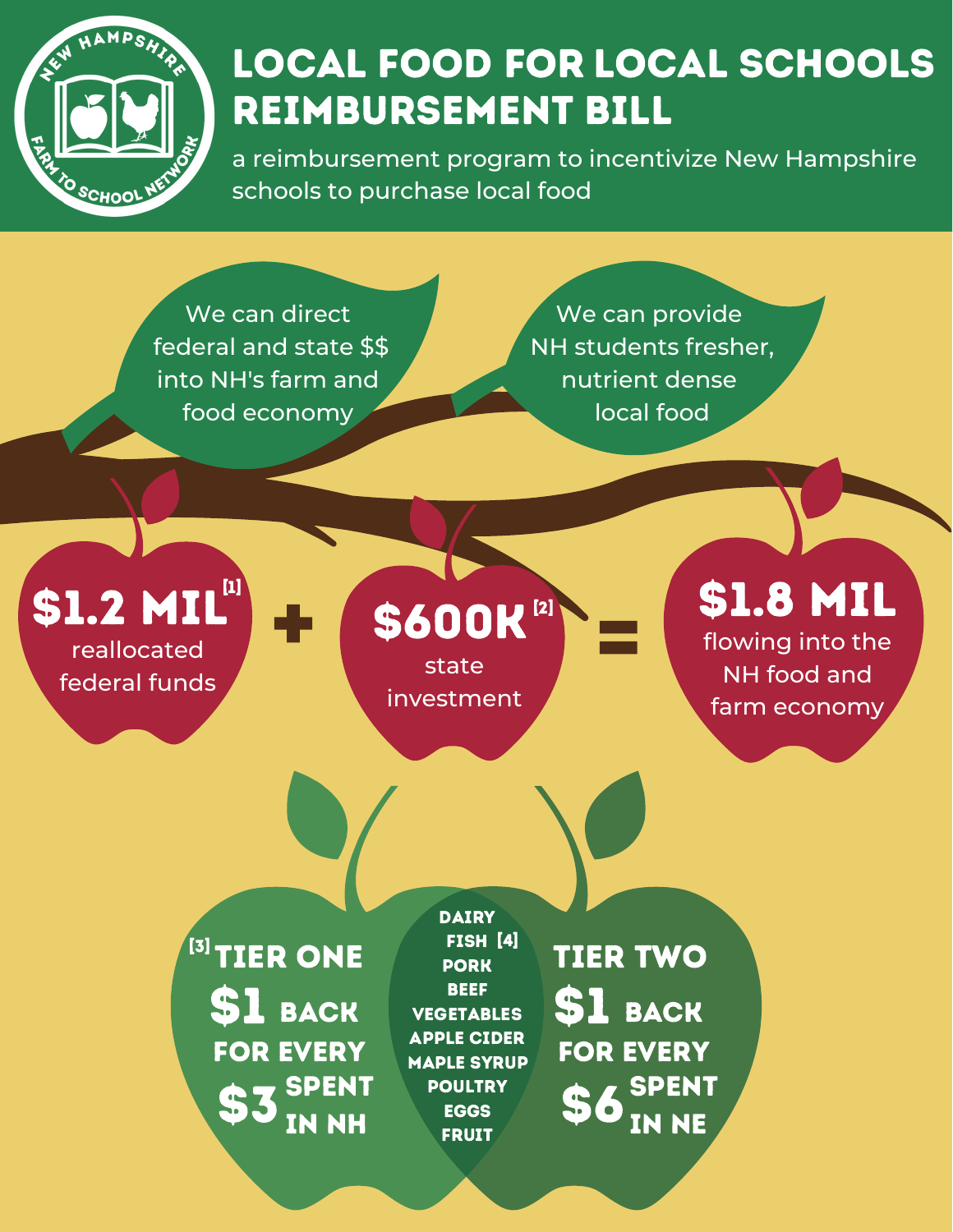# LOCAL FOOD FOR LOCAL SCHOOLS REIMBURSEMENT BILL

a reimbursement program to incentivize New Hampshire schools to purchase local food

We can direct federal and state $$ into NH's farm and food economy

We can provide NH students fresher, nutrient dense local food

**$1.2 MIL**[1] reallocated federal funds **+** **$600K**[2] state investment **=** **$1.8 MIL** flowing into the NH food and farm economy

[3] **TIER ONE**

**$1 BACK FOR EVERY $3 SPENT IN NH**

**DAIRY**
**FISH** [4]
**PORK**
**BEEF**
**VEGETABLES**
**APPLE CIDER**
**MAPLE SYRUP**
**POULTRY**
**EGGS**
**FRUIT**

**TIER TWO**

**$1 BACK FOR EVERY $6 SPENT IN NE**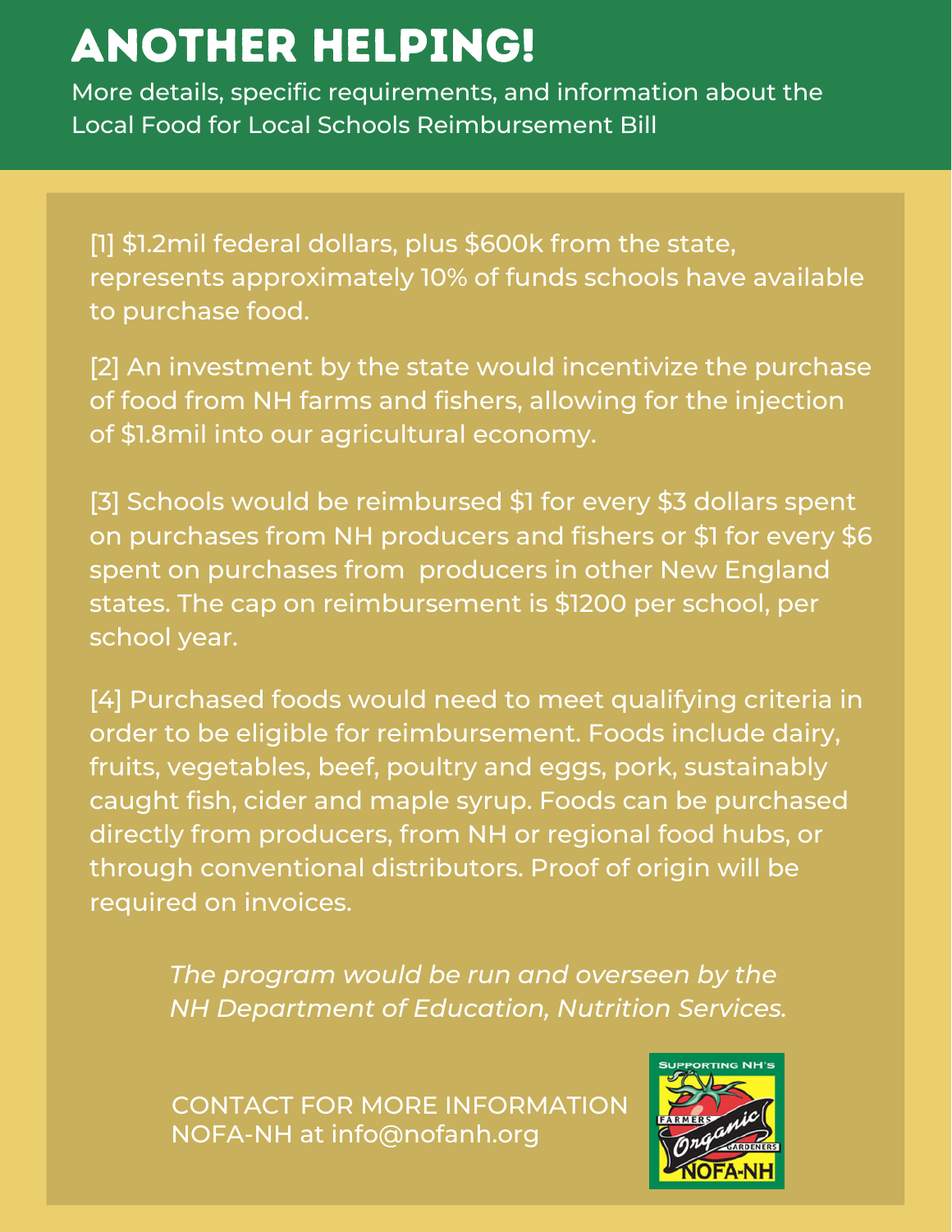# ANOTHER HELPING!

More details, specific requirements, and information about the Local Food for Local Schools Reimbursement Bill

[1] $1.2mil federal dollars, plus $600k from the state, represents approximately 10% of funds schools have available to purchase food.

[2] An investment by the state would incentivize the purchase of food from NH farms and fishers, allowing for the injection of $1.8mil into our agricultural economy.

[3] Schools would be reimbursed $1 for every $3 dollars spent on purchases from NH producers and fishers or $1 for every $6 spent on purchases from producers in other New England states. The cap on reimbursement is $1200 per school, per school year.

[4] Purchased foods would need to meet qualifying criteria in order to be eligible for reimbursement. Foods include dairy, fruits, vegetables, beef, poultry and eggs, pork, sustainably caught fish, cider and maple syrup. Foods can be purchased directly from producers, from NH or regional food hubs, or through conventional distributors. Proof of origin will be required on invoices.

*The program would be run and overseen by the NH Department of Education, Nutrition Services.*

CONTACT FOR MORE INFORMATION
NOFA-NH at info@nofanh.org

SUPPORTING NH'S FARMERS Organic GARDENERS NOFA-NH